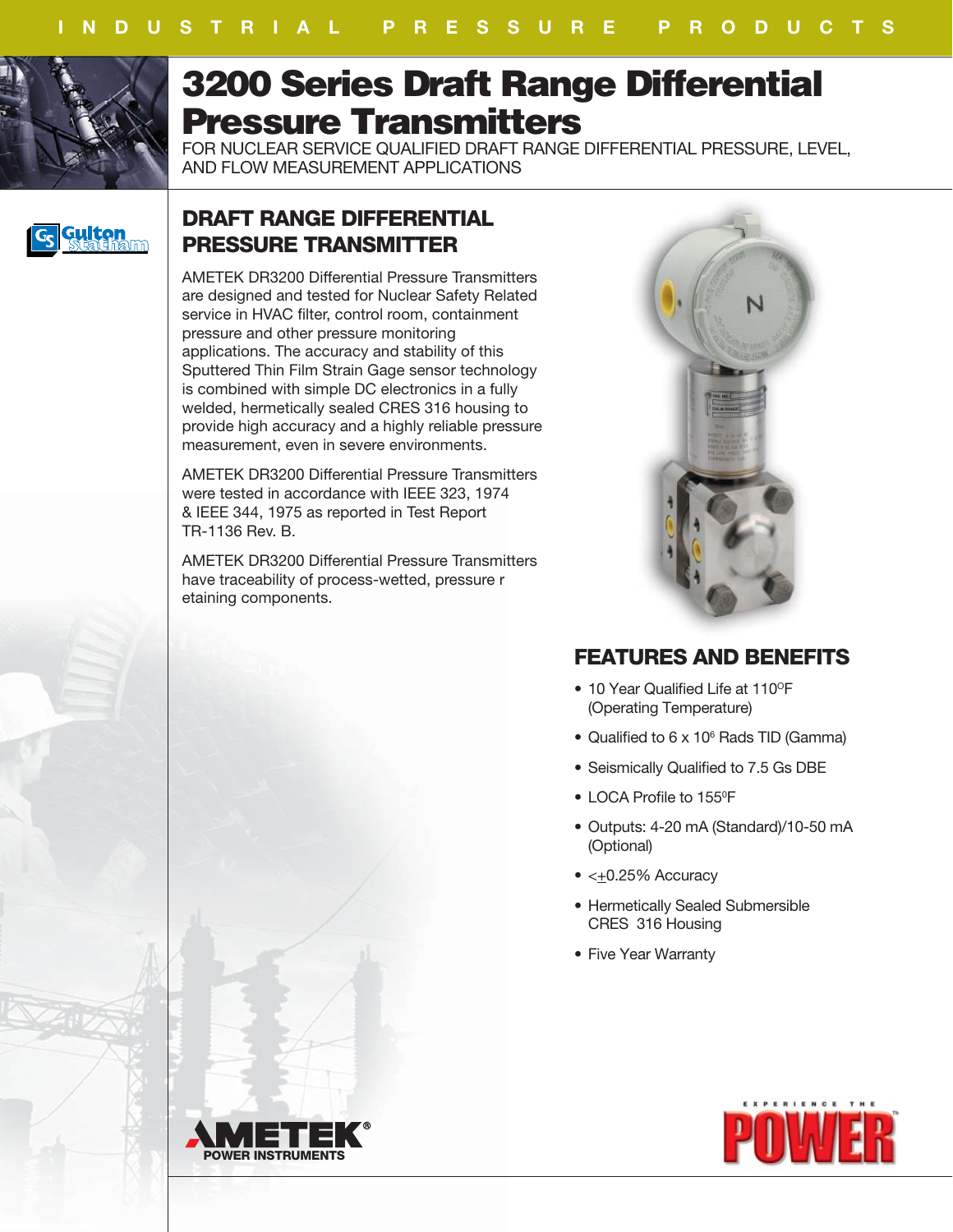INDUSTRIAL PRESSURE PRODUCTS

# 3200 Series Draft Range Differential Pressure Transmitters

FOR NUCLEAR SERVICE QUALIFIED DRAFT RANGE DIFFERENTIAL PRESSURE, LEVEL, AND FLOW MEASUREMENT APPLICATIONS

## DRAFT RANGE DIFFERENTIAL PRESSURE TRANSMITTER

AMETEK DR3200 Differential Pressure Transmitters are designed and tested for Nuclear Safety Related service in HVAC filter, control room, containment pressure and other pressure monitoring applications. The accuracy and stability of this Sputtered Thin Film Strain Gage sensor technology is combined with simple DC electronics in a fully welded, hermetically sealed CRES 316 housing to provide high accuracy and a highly reliable pressure measurement, even in severe environments.

AMETEK DR3200 Differential Pressure Transmitters were tested in accordance with IEEE 323, 1974 & IEEE 344, 1975 as reported in Test Report TR-1136 Rev. B.

AMETEK DR3200 Differential Pressure Transmitters have traceability of process-wetted, pressure r etaining components.

## FEATURES AND BENEFITS

- 10 Year Qualified Life at 110°F (Operating Temperature)
- Qualified to 6 x $10^6$ Rads TID (Gamma)
- Seismically Qualified to 7.5 Gs DBE
- LOCA Profile to 155°F
- Outputs: 4-20 mA (Standard)/10-50 mA (Optional)
- <±0.25% Accuracy
- Hermetically Sealed Submersible CRES 316 Housing
- Five Year Warranty

AMETEK® POWER INSTRUMENTS

EXPERIENCE THE POWER™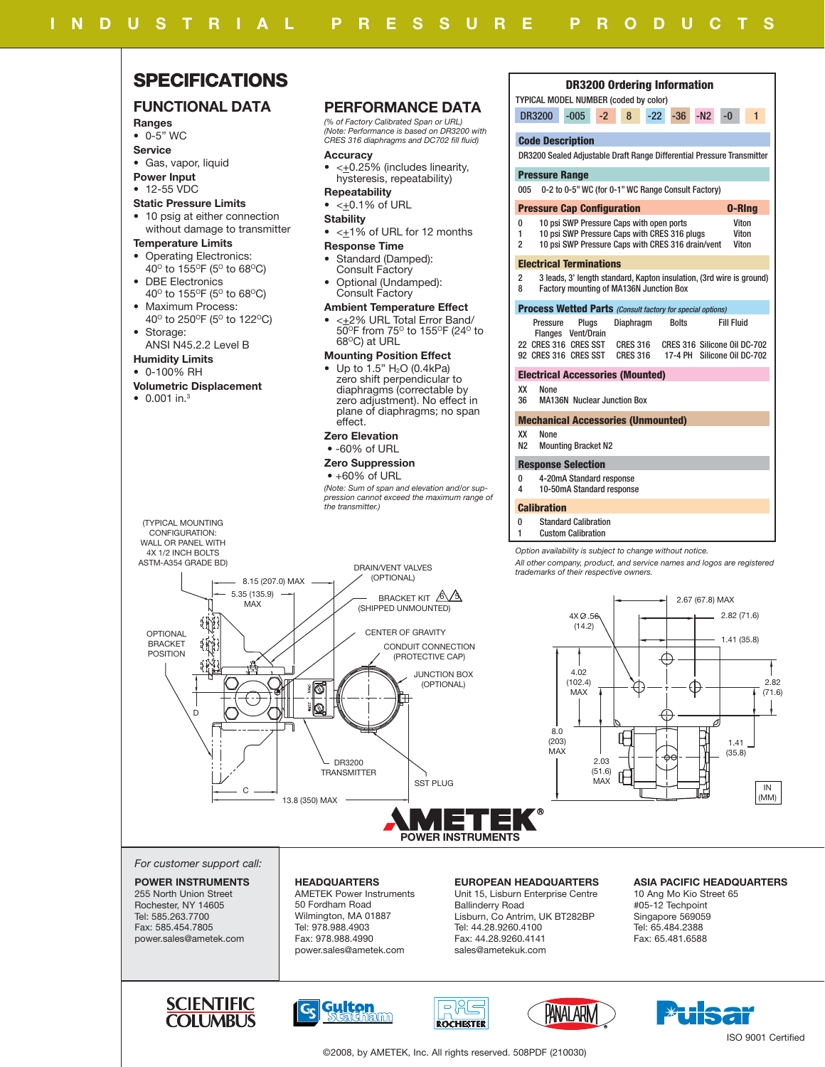# SPECIFICATIONS

## FUNCTIONAL DATA

**Ranges**
- 0-5" WC

**Service**
- Gas, vapor, liquid

**Power Input**
- 12-55 VDC

**Static Pressure Limits**
- 10 psig at either connection without damage to transmitter

**Temperature Limits**
- Operating Electronics: 40° to 155°F (5° to 68°C)
- DBE Electronics 40° to 155°F (5° to 68°C)
- Maximum Process: 40° to 250°F (5° to 122°C)
- Storage: ANSI N45.2.2 Level B

**Humidity Limits**
- 0-100% RH

**Volumetric Displacement**
- 0.001 in.$^3$

## PERFORMANCE DATA

*(% of Factory Calibrated Span or URL)*
*(Note: Performance is based on DR3200 with CRES 316 diaphragms and DC702 fill fluid)*

**Accuracy**
- <±0.25% (includes linearity, hysteresis, repeatability)

**Repeatability**
- <±0.1% of URL

**Stability**
- <±1% of URL for 12 months

**Response Time**
- Standard (Damped): Consult Factory
- Optional (Undamped): Consult Factory

**Ambient Temperature Effect**
- <±2% URL Total Error Band/ 50°F from 75° to 155°F (24° to 68°C) at URL

**Mounting Position Effect**
- Up to 1.5" $H_2O$ (0.4kPa) zero shift perpendicular to diaphragms (correctable by zero adjustment). No effect in plane of diaphragms; no span effect.

**Zero Elevation**
- -60% of URL

**Zero Suppression**
- +60% of URL

*(Note: Sum of span and elevation and/or suppression cannot exceed the maximum range of the transmitter.)*

## DR3200 Ordering Information

TYPICAL MODEL NUMBER (coded by color)

DR3200 | -005 | -2 | 8 | -22 | -36 | -N2 | -0 | 1

**Code Description**

DR3200 Sealed Adjustable Draft Range Differential Pressure Transmitter

**Pressure Range**

005 0-2 to 0-5" WC (for 0-1" WC Range Consult Factory)

**Pressure Cap Configuration** / **O-Ring**

| | | O-Ring |
|---|---|---|
| 0 | 10 psi SWP Pressure Caps with open ports | Viton |
| 1 | 10 psi SWP Pressure Caps with CRES 316 plugs | Viton |
| 2 | 10 psi SWP Pressure Caps with CRES 316 drain/vent | Viton |

**Electrical Terminations**

| | |
|---|---|
| 2 | 3 leads, 3' length standard, Kapton insulation, (3rd wire is ground) |
| 8 | Factory mounting of MA136N Junction Box |

**Process Wetted Parts** *(Consult factory for special options)*

| | Pressure Flanges | Plugs Vent/Drain | Diaphragm | Bolts | Fill Fluid |
|---|---|---|---|---|---|
| 22 | CRES 316 | CRES SST | CRES 316 | CRES 316 | Silicone Oil DC-702 |
| 92 | CRES 316 | CRES SST | CRES 316 | 17-4 PH | Silicone Oil DC-702 |

**Electrical Accessories (Mounted)**

| | |
|---|---|
| XX | None |
| 36 | MA136N Nuclear Junction Box |

**Mechanical Accessories (Unmounted)**

| | |
|---|---|
| XX | None |
| N2 | Mounting Bracket N2 |

**Response Selection**

| | |
|---|---|
| 0 | 4-20mA Standard response |
| 4 | 10-50mA Standard response |

**Calibration**

| | |
|---|---|
| 0 | Standard Calibration |
| 1 | Custom Calibration |

*Option availability is subject to change without notice.*

*All other company, product, and service names and logos are registered trademarks of their respective owners.*

(TYPICAL MOUNTING CONFIGURATION: WALL OR PANEL WITH 4X 1/2 INCH BOLTS ASTM-A354 GRADE BD)

8.15 (207.0) MAX
5.35 (135.9) MAX
OPTIONAL BRACKET POSITION
D
C
13.8 (350) MAX
DRAIN/VENT VALVES (OPTIONAL)
BRACKET KIT 6 5 (SHIPPED UNMOUNTED)
CENTER OF GRAVITY
CONDUIT CONNECTION (PROTECTIVE CAP)
JUNCTION BOX (OPTIONAL)
DR3200 TRANSMITTER
SST PLUG

2.67 (67.8) MAX
4X Ø .56 (14.2)
2.82 (71.6)
1.41 (35.8)
4.02 (102.4) MAX
2.82 (71.6)
8.0 (203) MAX
1.41 (35.8)
2.03 (51.6) MAX
IN (MM)

AMETEK® POWER INSTRUMENTS

*For customer support call:*

**POWER INSTRUMENTS**
255 North Union Street
Rochester, NY 14605
Tel: 585.263.7700
Fax: 585.454.7805
power.sales@ametek.com

**HEADQUARTERS**
AMETEK Power Instruments
50 Fordham Road
Wilmington, MA 01887
Tel: 978.988.4903
Fax: 978.988.4990
power.sales@ametek.com

**EUROPEAN HEADQUARTERS**
Unit 15, Lisburn Enterprise Centre
Ballinderry Road
Lisburn, Co Antrim, UK BT282BP
Tel: 44.28.9260.4100
Fax: 44.28.9260.4141
sales@ametekuk.com

**ASIA PACIFIC HEADQUARTERS**
10 Ang Mo Kio Street 65
#05-12 Techpoint
Singapore 569059
Tel: 65.484.2388
Fax: 65.481.6588

SCIENTIFIC COLUMBUS | Gulton Statham | RIS ROCHESTER | PANALARM | Pulsar

ISO 9001 Certified

©2008, by AMETEK, Inc. All rights reserved. 508PDF (210030)